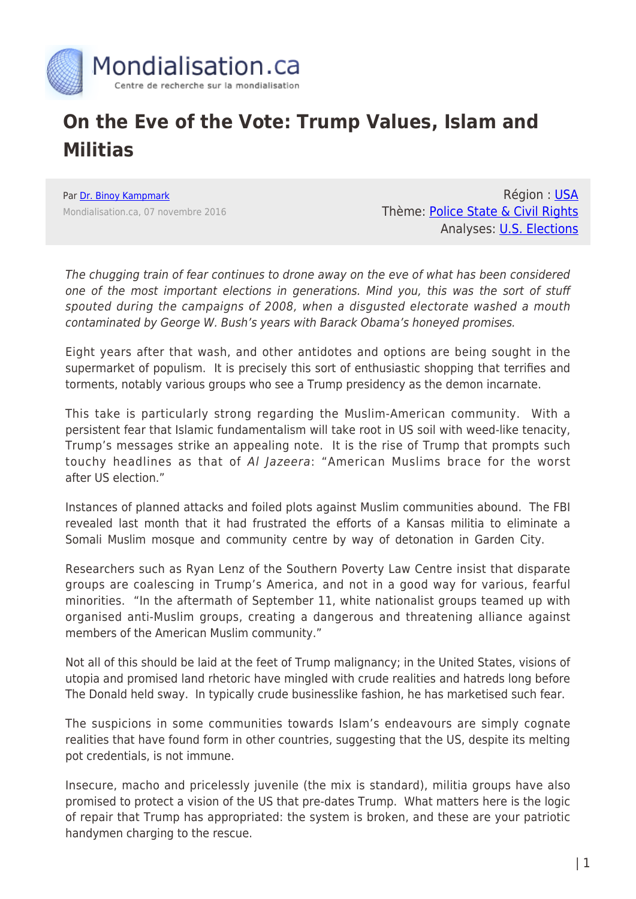Mondialisation.ca

Centre de recherche sur la mondialisation

# On the Eve of the Vote: Trump Values, Islam and Militias

Par [Dr. Binoy Kampmark](#)

Mondialisation.ca, 07 novembre 2016

Région : [USA](#)
Thème: [Police State & Civil Rights](#)
Analyses: [U.S. Elections](#)

*The chugging train of fear continues to drone away on the eve of what has been considered one of the most important elections in generations. Mind you, this was the sort of stuff spouted during the campaigns of 2008, when a disgusted electorate washed a mouth contaminated by George W. Bush's years with Barack Obama's honeyed promises.*

Eight years after that wash, and other antidotes and options are being sought in the supermarket of populism. It is precisely this sort of enthusiastic shopping that terrifies and torments, notably various groups who see a Trump presidency as the demon incarnate.

This take is particularly strong regarding the Muslim-American community. With a persistent fear that Islamic fundamentalism will take root in US soil with weed-like tenacity, Trump's messages strike an appealing note. It is the rise of Trump that prompts such touchy headlines as that of *Al Jazeera*: "American Muslims brace for the worst after US election."

Instances of planned attacks and foiled plots against Muslim communities abound. The FBI revealed last month that it had frustrated the efforts of a Kansas militia to eliminate a Somali Muslim mosque and community centre by way of detonation in Garden City.

Researchers such as Ryan Lenz of the Southern Poverty Law Centre insist that disparate groups are coalescing in Trump's America, and not in a good way for various, fearful minorities. "In the aftermath of September 11, white nationalist groups teamed up with organised anti-Muslim groups, creating a dangerous and threatening alliance against members of the American Muslim community."

Not all of this should be laid at the feet of Trump malignancy; in the United States, visions of utopia and promised land rhetoric have mingled with crude realities and hatreds long before The Donald held sway. In typically crude businesslike fashion, he has marketised such fear.

The suspicions in some communities towards Islam's endeavours are simply cognate realities that have found form in other countries, suggesting that the US, despite its melting pot credentials, is not immune.

Insecure, macho and pricelessly juvenile (the mix is standard), militia groups have also promised to protect a vision of the US that pre-dates Trump. What matters here is the logic of repair that Trump has appropriated: the system is broken, and these are your patriotic handymen charging to the rescue.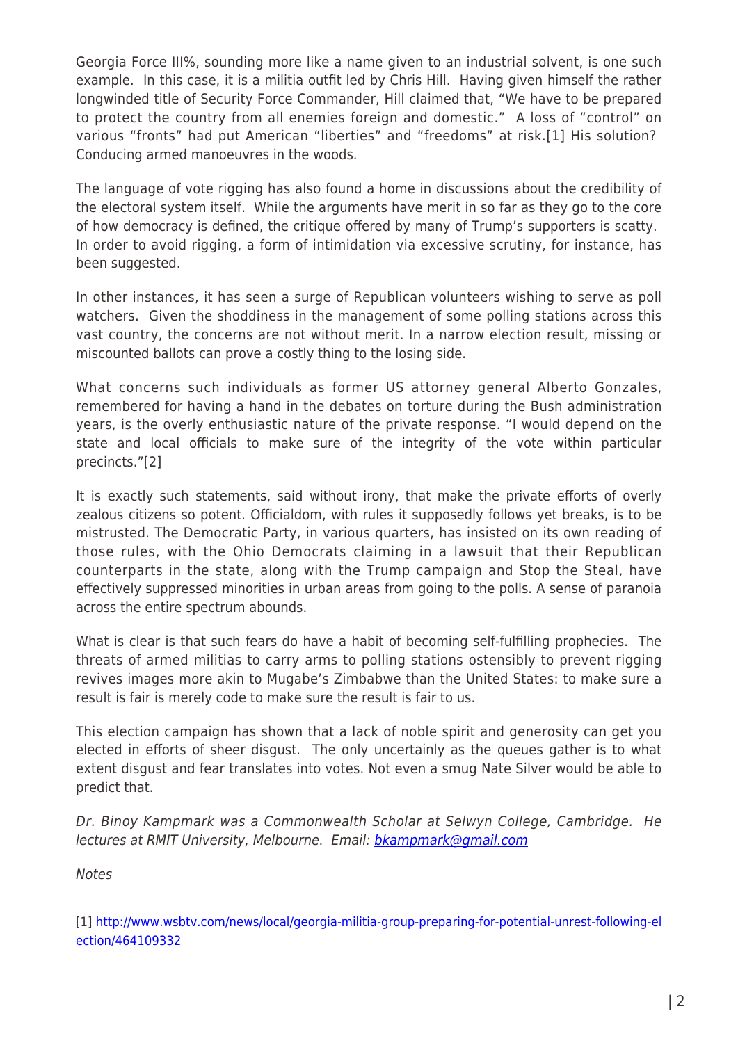Georgia Force III%, sounding more like a name given to an industrial solvent, is one such example. In this case, it is a militia outfit led by Chris Hill. Having given himself the rather longwinded title of Security Force Commander, Hill claimed that, "We have to be prepared to protect the country from all enemies foreign and domestic." A loss of "control" on various "fronts" had put American "liberties" and "freedoms" at risk.[1] His solution? Conducing armed manoeuvres in the woods.

The language of vote rigging has also found a home in discussions about the credibility of the electoral system itself. While the arguments have merit in so far as they go to the core of how democracy is defined, the critique offered by many of Trump's supporters is scatty. In order to avoid rigging, a form of intimidation via excessive scrutiny, for instance, has been suggested.

In other instances, it has seen a surge of Republican volunteers wishing to serve as poll watchers. Given the shoddiness in the management of some polling stations across this vast country, the concerns are not without merit. In a narrow election result, missing or miscounted ballots can prove a costly thing to the losing side.

What concerns such individuals as former US attorney general Alberto Gonzales, remembered for having a hand in the debates on torture during the Bush administration years, is the overly enthusiastic nature of the private response. "I would depend on the state and local officials to make sure of the integrity of the vote within particular precincts."[2]

It is exactly such statements, said without irony, that make the private efforts of overly zealous citizens so potent. Officialdom, with rules it supposedly follows yet breaks, is to be mistrusted. The Democratic Party, in various quarters, has insisted on its own reading of those rules, with the Ohio Democrats claiming in a lawsuit that their Republican counterparts in the state, along with the Trump campaign and Stop the Steal, have effectively suppressed minorities in urban areas from going to the polls. A sense of paranoia across the entire spectrum abounds.

What is clear is that such fears do have a habit of becoming self-fulfilling prophecies. The threats of armed militias to carry arms to polling stations ostensibly to prevent rigging revives images more akin to Mugabe's Zimbabwe than the United States: to make sure a result is fair is merely code to make sure the result is fair to us.

This election campaign has shown that a lack of noble spirit and generosity can get you elected in efforts of sheer disgust. The only uncertainly as the queues gather is to what extent disgust and fear translates into votes. Not even a smug Nate Silver would be able to predict that.

*Dr. Binoy Kampmark was a Commonwealth Scholar at Selwyn College, Cambridge. He lectures at RMIT University, Melbourne. Email: [bkampmark@gmail.com](mailto:bkampmark@gmail.com)*

*Notes*

[1] [http://www.wsbtv.com/news/local/georgia-militia-group-preparing-for-potential-unrest-following-election/464109332](http://www.wsbtv.com/news/local/georgia-militia-group-preparing-for-potential-unrest-following-election/464109332)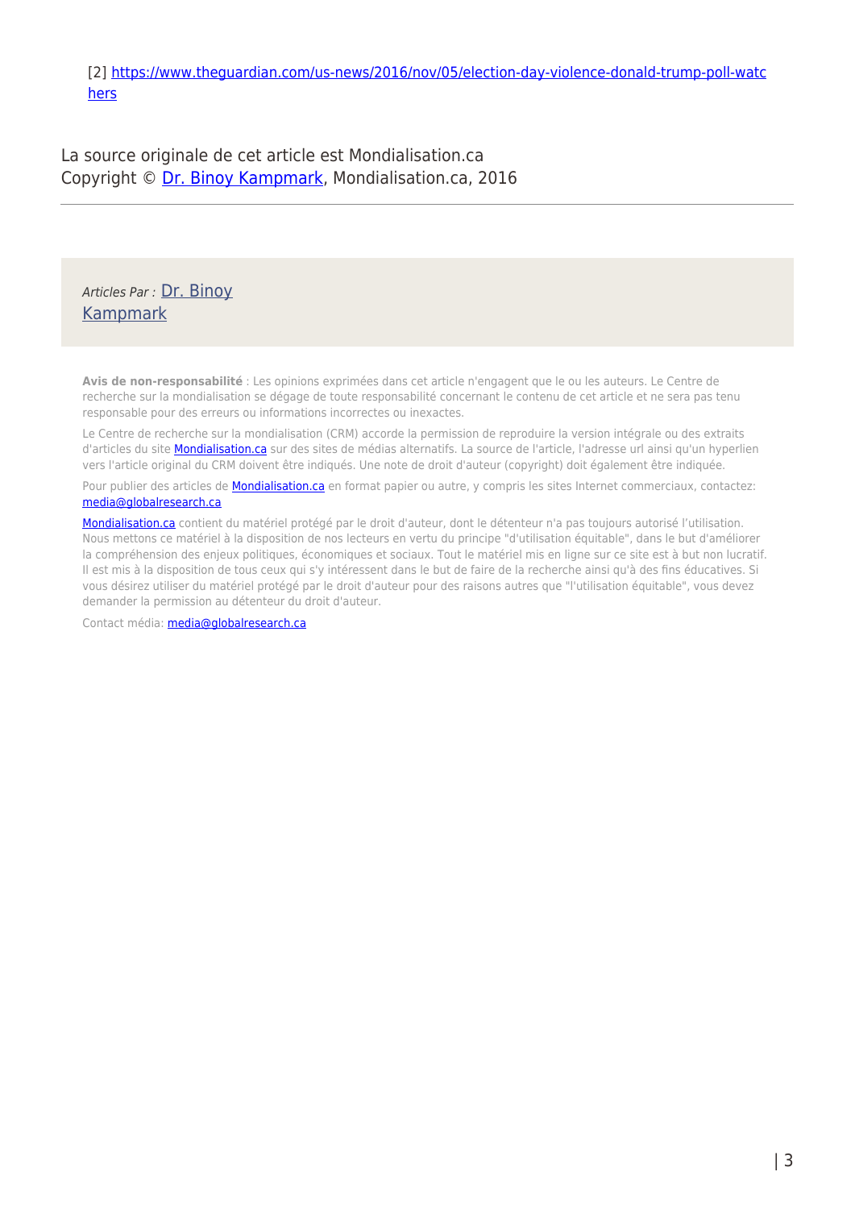[2] https://www.theguardian.com/us-news/2016/nov/05/election-day-violence-donald-trump-poll-watchers

La source originale de cet article est Mondialisation.ca
Copyright © Dr. Binoy Kampmark, Mondialisation.ca, 2016

---

*Articles Par :* Dr. Binoy Kampmark

**Avis de non-responsabilité** : Les opinions exprimées dans cet article n'engagent que le ou les auteurs. Le Centre de recherche sur la mondialisation se dégage de toute responsabilité concernant le contenu de cet article et ne sera pas tenu responsable pour des erreurs ou informations incorrectes ou inexactes.

Le Centre de recherche sur la mondialisation (CRM) accorde la permission de reproduire la version intégrale ou des extraits d'articles du site Mondialisation.ca sur des sites de médias alternatifs. La source de l'article, l'adresse url ainsi qu'un hyperlien vers l'article original du CRM doivent être indiqués. Une note de droit d'auteur (copyright) doit également être indiquée.

Pour publier des articles de Mondialisation.ca en format papier ou autre, y compris les sites Internet commerciaux, contactez: media@globalresearch.ca

Mondialisation.ca contient du matériel protégé par le droit d'auteur, dont le détenteur n'a pas toujours autorisé l'utilisation. Nous mettons ce matériel à la disposition de nos lecteurs en vertu du principe "d'utilisation équitable", dans le but d'améliorer la compréhension des enjeux politiques, économiques et sociaux. Tout le matériel mis en ligne sur ce site est à but non lucratif. Il est mis à la disposition de tous ceux qui s'y intéressent dans le but de faire de la recherche ainsi qu'à des fins éducatives. Si vous désirez utiliser du matériel protégé par le droit d'auteur pour des raisons autres que "l'utilisation équitable", vous devez demander la permission au détenteur du droit d'auteur.

Contact média: media@globalresearch.ca